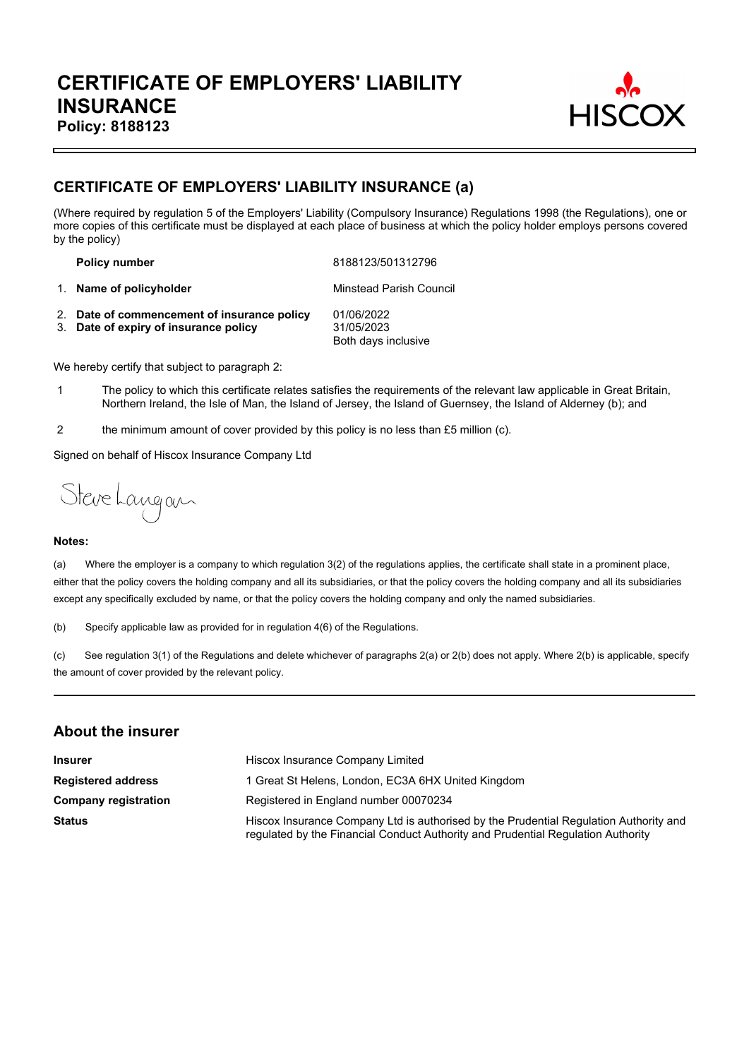# CERTIFICATE OF EMPLOYERS' LIABILITY INSURANCE

**Policy: 8188123**

HISCOX

## CERTIFICATE OF EMPLOYERS' LIABILITY INSURANCE (a)

(Where required by regulation 5 of the Employers' Liability (Compulsory Insurance) Regulations 1998 (the Regulations), one or more copies of this certificate must be displayed at each place of business at which the policy holder employs persons covered by the policy)

| | |
|---|---|
| **Policy number** | 8188123/501312796 |
| 1. **Name of policyholder** | Minstead Parish Council |
| 2. **Date of commencement of insurance policy** | 01/06/2022 |
| 3. **Date of expiry of insurance policy** | 31/05/2023<br>Both days inclusive |

We hereby certify that subject to paragraph 2:

1 The policy to which this certificate relates satisfies the requirements of the relevant law applicable in Great Britain, Northern Ireland, the Isle of Man, the Island of Jersey, the Island of Guernsey, the Island of Alderney (b); and

2 the minimum amount of cover provided by this policy is no less than £5 million (c).

Signed on behalf of Hiscox Insurance Company Ltd

Steve Langan

**Notes:**

(a) Where the employer is a company to which regulation 3(2) of the regulations applies, the certificate shall state in a prominent place, either that the policy covers the holding company and all its subsidiaries, or that the policy covers the holding company and all its subsidiaries except any specifically excluded by name, or that the policy covers the holding company and only the named subsidiaries.

(b) Specify applicable law as provided for in regulation 4(6) of the Regulations.

(c) See regulation 3(1) of the Regulations and delete whichever of paragraphs 2(a) or 2(b) does not apply. Where 2(b) is applicable, specify the amount of cover provided by the relevant policy.

## About the insurer

| | |
|---|---|
| **Insurer** | Hiscox Insurance Company Limited |
| **Registered address** | 1 Great St Helens, London, EC3A 6HX United Kingdom |
| **Company registration** | Registered in England number 00070234 |
| **Status** | Hiscox Insurance Company Ltd is authorised by the Prudential Regulation Authority and regulated by the Financial Conduct Authority and Prudential Regulation Authority |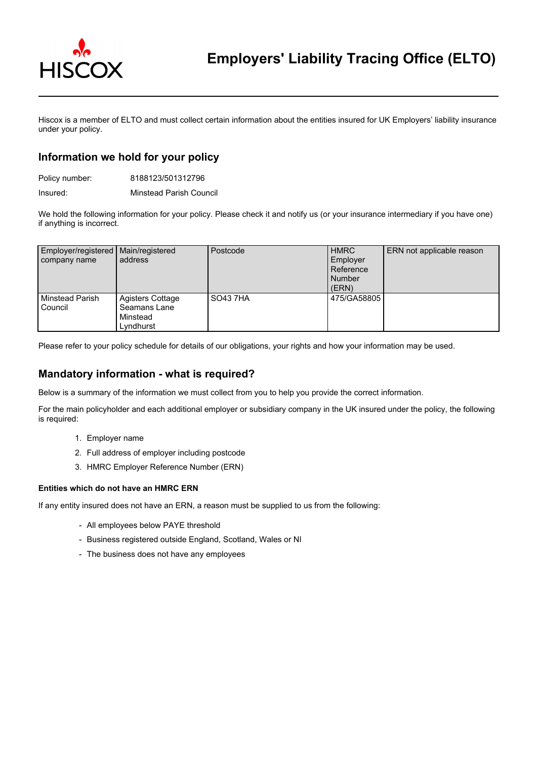# Employers' Liability Tracing Office (ELTO)

Hiscox is a member of ELTO and must collect certain information about the entities insured for UK Employers' liability insurance under your policy.

## Information we hold for your policy

Policy number: 8188123/501312796

Insured: Minstead Parish Council

We hold the following information for your policy. Please check it and notify us (or your insurance intermediary if you have one) if anything is incorrect.

| Employer/registered company name | Main/registered address | Postcode | HMRC Employer Reference Number (ERN) | ERN not applicable reason |
|---|---|---|---|---|
| Minstead Parish Council | Agisters Cottage Seamans Lane Minstead Lyndhurst | SO43 7HA | 475/GA58805 | |

Please refer to your policy schedule for details of our obligations, your rights and how your information may be used.

## Mandatory information - what is required?

Below is a summary of the information we must collect from you to help you provide the correct information.

For the main policyholder and each additional employer or subsidiary company in the UK insured under the policy, the following is required:

1. Employer name
2. Full address of employer including postcode
3. HMRC Employer Reference Number (ERN)

**Entities which do not have an HMRC ERN**

If any entity insured does not have an ERN, a reason must be supplied to us from the following:

- All employees below PAYE threshold
- Business registered outside England, Scotland, Wales or NI
- The business does not have any employees